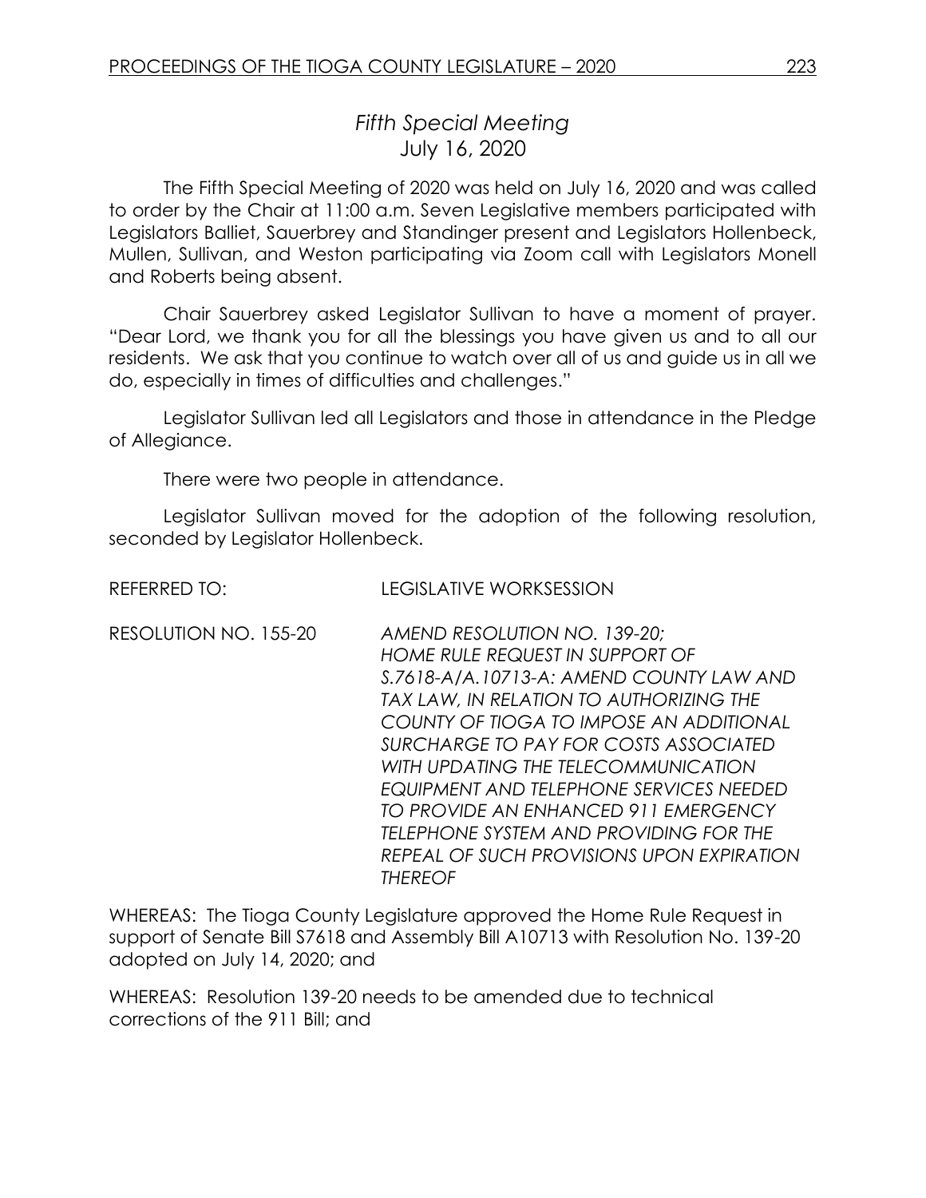# *Fifth Special Meeting*
## July 16, 2020

The Fifth Special Meeting of 2020 was held on July 16, 2020 and was called to order by the Chair at 11:00 a.m. Seven Legislative members participated with Legislators Balliet, Sauerbrey and Standinger present and Legislators Hollenbeck, Mullen, Sullivan, and Weston participating via Zoom call with Legislators Monell and Roberts being absent.

Chair Sauerbrey asked Legislator Sullivan to have a moment of prayer. "Dear Lord, we thank you for all the blessings you have given us and to all our residents. We ask that you continue to watch over all of us and guide us in all we do, especially in times of difficulties and challenges."

Legislator Sullivan led all Legislators and those in attendance in the Pledge of Allegiance.

There were two people in attendance.

Legislator Sullivan moved for the adoption of the following resolution, seconded by Legislator Hollenbeck.

REFERRED TO: LEGISLATIVE WORKSESSION

RESOLUTION NO. 155-20 *AMEND RESOLUTION NO. 139-20; HOME RULE REQUEST IN SUPPORT OF S.7618-A/A.10713-A: AMEND COUNTY LAW AND TAX LAW, IN RELATION TO AUTHORIZING THE COUNTY OF TIOGA TO IMPOSE AN ADDITIONAL SURCHARGE TO PAY FOR COSTS ASSOCIATED WITH UPDATING THE TELECOMMUNICATION EQUIPMENT AND TELEPHONE SERVICES NEEDED TO PROVIDE AN ENHANCED 911 EMERGENCY TELEPHONE SYSTEM AND PROVIDING FOR THE REPEAL OF SUCH PROVISIONS UPON EXPIRATION THEREOF*

WHEREAS: The Tioga County Legislature approved the Home Rule Request in support of Senate Bill S7618 and Assembly Bill A10713 with Resolution No. 139-20 adopted on July 14, 2020; and

WHEREAS: Resolution 139-20 needs to be amended due to technical corrections of the 911 Bill; and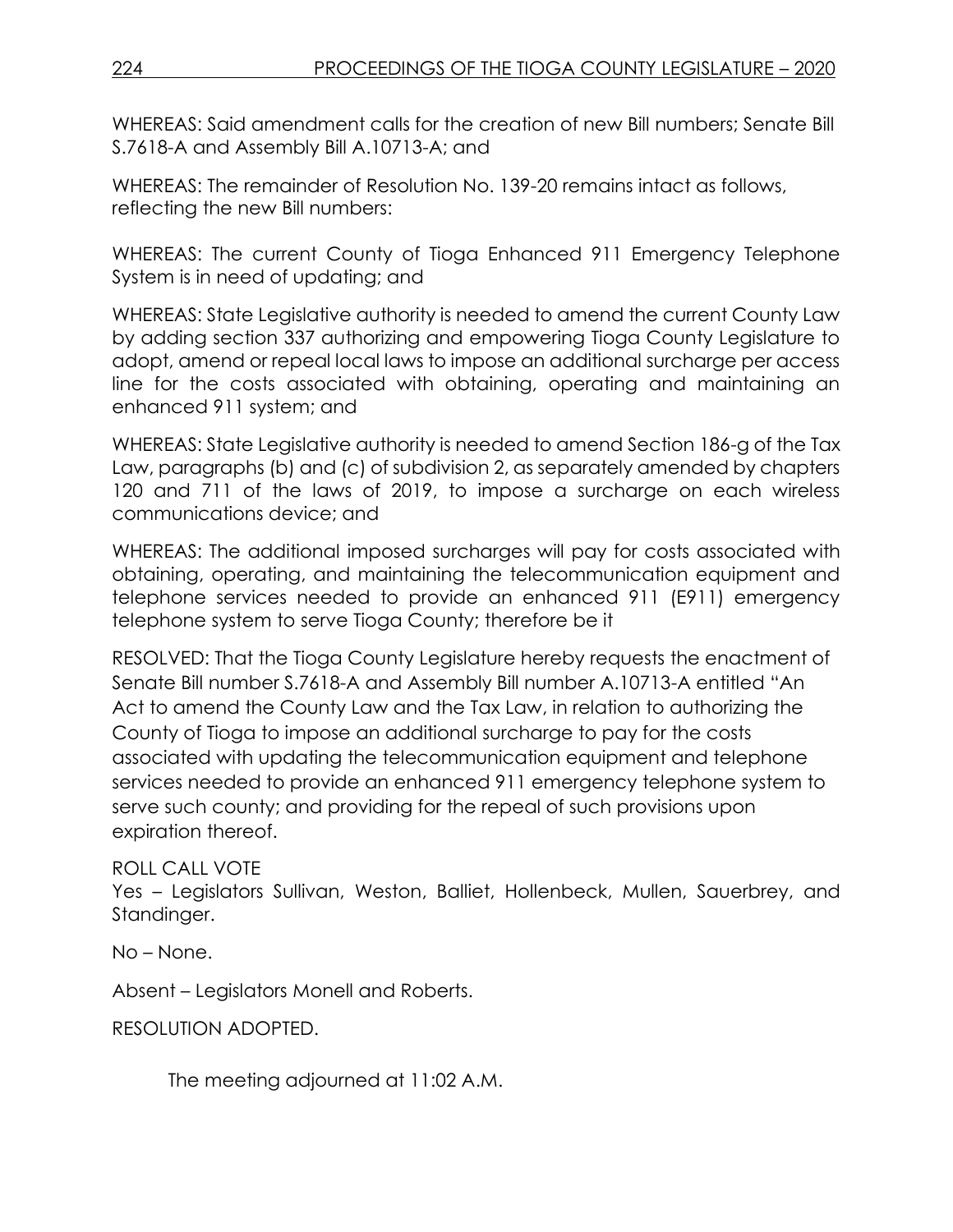WHEREAS: Said amendment calls for the creation of new Bill numbers; Senate Bill S.7618-A and Assembly Bill A.10713-A; and

WHEREAS: The remainder of Resolution No. 139-20 remains intact as follows, reflecting the new Bill numbers:

WHEREAS: The current County of Tioga Enhanced 911 Emergency Telephone System is in need of updating; and

WHEREAS: State Legislative authority is needed to amend the current County Law by adding section 337 authorizing and empowering Tioga County Legislature to adopt, amend or repeal local laws to impose an additional surcharge per access line for the costs associated with obtaining, operating and maintaining an enhanced 911 system; and

WHEREAS: State Legislative authority is needed to amend Section 186-g of the Tax Law, paragraphs (b) and (c) of subdivision 2, as separately amended by chapters 120 and 711 of the laws of 2019, to impose a surcharge on each wireless communications device; and

WHEREAS: The additional imposed surcharges will pay for costs associated with obtaining, operating, and maintaining the telecommunication equipment and telephone services needed to provide an enhanced 911 (E911) emergency telephone system to serve Tioga County; therefore be it

RESOLVED: That the Tioga County Legislature hereby requests the enactment of Senate Bill number S.7618-A and Assembly Bill number A.10713-A entitled "An Act to amend the County Law and the Tax Law, in relation to authorizing the County of Tioga to impose an additional surcharge to pay for the costs associated with updating the telecommunication equipment and telephone services needed to provide an enhanced 911 emergency telephone system to serve such county; and providing for the repeal of such provisions upon expiration thereof.

ROLL CALL VOTE
Yes – Legislators Sullivan, Weston, Balliet, Hollenbeck, Mullen, Sauerbrey, and Standinger.

No – None.

Absent – Legislators Monell and Roberts.

RESOLUTION ADOPTED.

The meeting adjourned at 11:02 A.M.